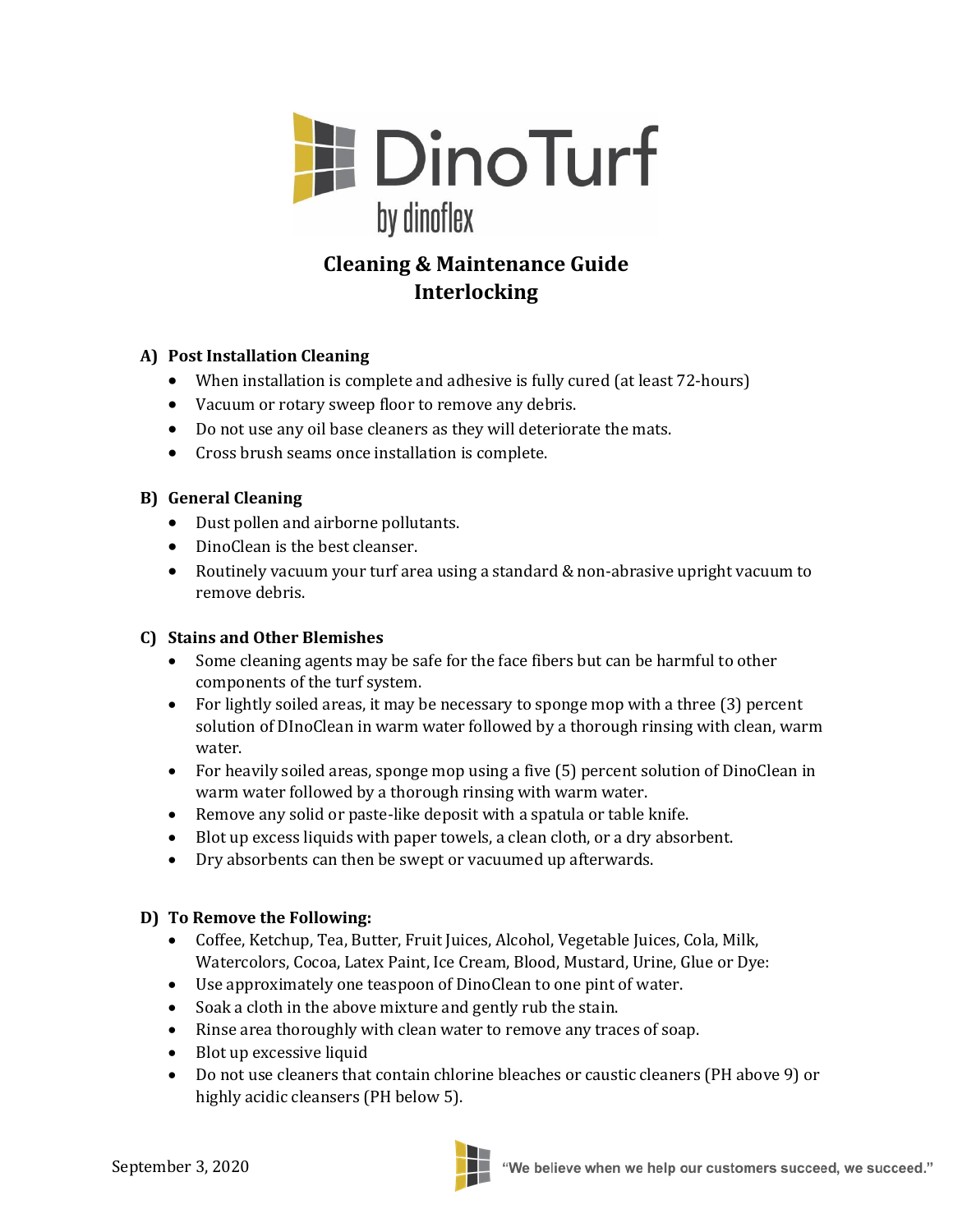DinoTurf
by dinoflex

# Cleaning & Maintenance Guide
# Interlocking

## A) Post Installation Cleaning

- When installation is complete and adhesive is fully cured (at least 72-hours)
- Vacuum or rotary sweep floor to remove any debris.
- Do not use any oil base cleaners as they will deteriorate the mats.
- Cross brush seams once installation is complete.

## B) General Cleaning

- Dust pollen and airborne pollutants.
- DinoClean is the best cleanser.
- Routinely vacuum your turf area using a standard & non-abrasive upright vacuum to remove debris.

## C) Stains and Other Blemishes

- Some cleaning agents may be safe for the face fibers but can be harmful to other components of the turf system.
- For lightly soiled areas, it may be necessary to sponge mop with a three (3) percent solution of DInoClean in warm water followed by a thorough rinsing with clean, warm water.
- For heavily soiled areas, sponge mop using a five (5) percent solution of DinoClean in warm water followed by a thorough rinsing with warm water.
- Remove any solid or paste-like deposit with a spatula or table knife.
- Blot up excess liquids with paper towels, a clean cloth, or a dry absorbent.
- Dry absorbents can then be swept or vacuumed up afterwards.

## D) To Remove the Following:

- Coffee, Ketchup, Tea, Butter, Fruit Juices, Alcohol, Vegetable Juices, Cola, Milk, Watercolors, Cocoa, Latex Paint, Ice Cream, Blood, Mustard, Urine, Glue or Dye:
- Use approximately one teaspoon of DinoClean to one pint of water.
- Soak a cloth in the above mixture and gently rub the stain.
- Rinse area thoroughly with clean water to remove any traces of soap.
- Blot up excessive liquid
- Do not use cleaners that contain chlorine bleaches or caustic cleaners (PH above 9) or highly acidic cleansers (PH below 5).

September 3, 2020

"We believe when we help our customers succeed, we succeed."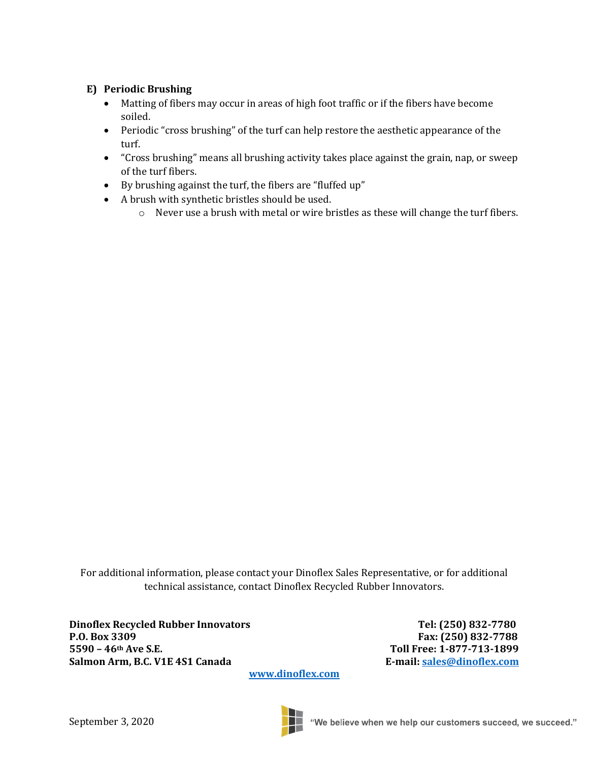**E) Periodic Brushing**

- Matting of fibers may occur in areas of high foot traffic or if the fibers have become soiled.
- Periodic "cross brushing" of the turf can help restore the aesthetic appearance of the turf.
- "Cross brushing" means all brushing activity takes place against the grain, nap, or sweep of the turf fibers.
- By brushing against the turf, the fibers are "fluffed up"
- A brush with synthetic bristles should be used.
  - Never use a brush with metal or wire bristles as these will change the turf fibers.

For additional information, please contact your Dinoflex Sales Representative, or for additional technical assistance, contact Dinoflex Recycled Rubber Innovators.

**Dinoflex Recycled Rubber Innovators**
**P.O. Box 3309**
**5590 – 46th Ave S.E.**
**Salmon Arm, B.C. V1E 4S1 Canada**

**Tel: (250) 832-7780**
**Fax: (250) 832-7788**
**Toll Free: 1-877-713-1899**
**E-mail: sales@dinoflex.com**

**www.dinoflex.com**

September 3, 2020

"We believe when we help our customers succeed, we succeed."